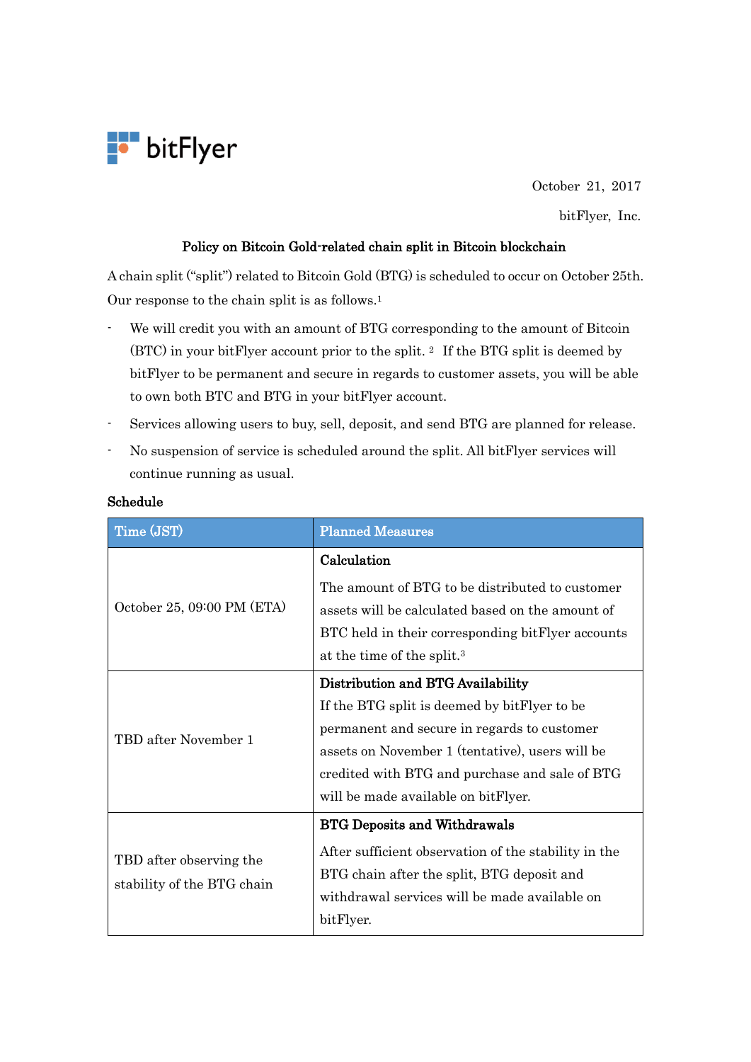bitFlyer

October 21, 2017

bitFlyer, Inc.

## Policy on Bitcoin Gold-related chain split in Bitcoin blockchain

A chain split ("split") related to Bitcoin Gold (BTG) is scheduled to occur on October 25th. Our response to the chain split is as follows.[1]

- We will credit you with an amount of BTG corresponding to the amount of Bitcoin (BTC) in your bitFlyer account prior to the split. [2] If the BTG split is deemed by bitFlyer to be permanent and secure in regards to customer assets, you will be able to own both BTC and BTG in your bitFlyer account.
- Services allowing users to buy, sell, deposit, and send BTG are planned for release.
- No suspension of service is scheduled around the split. All bitFlyer services will continue running as usual.

**Schedule**

| Time (JST) | Planned Measures |
|---|---|
| October 25, 09:00 PM (ETA) | **Calculation**<br>The amount of BTG to be distributed to customer assets will be calculated based on the amount of BTC held in their corresponding bitFlyer accounts at the time of the split.[3] |
| TBD after November 1 | **Distribution and BTG Availability**<br>If the BTG split is deemed by bitFlyer to be permanent and secure in regards to customer assets on November 1 (tentative), users will be credited with BTG and purchase and sale of BTG will be made available on bitFlyer. |
| TBD after observing the stability of the BTG chain | **BTG Deposits and Withdrawals**<br>After sufficient observation of the stability in the BTG chain after the split, BTG deposit and withdrawal services will be made available on bitFlyer. |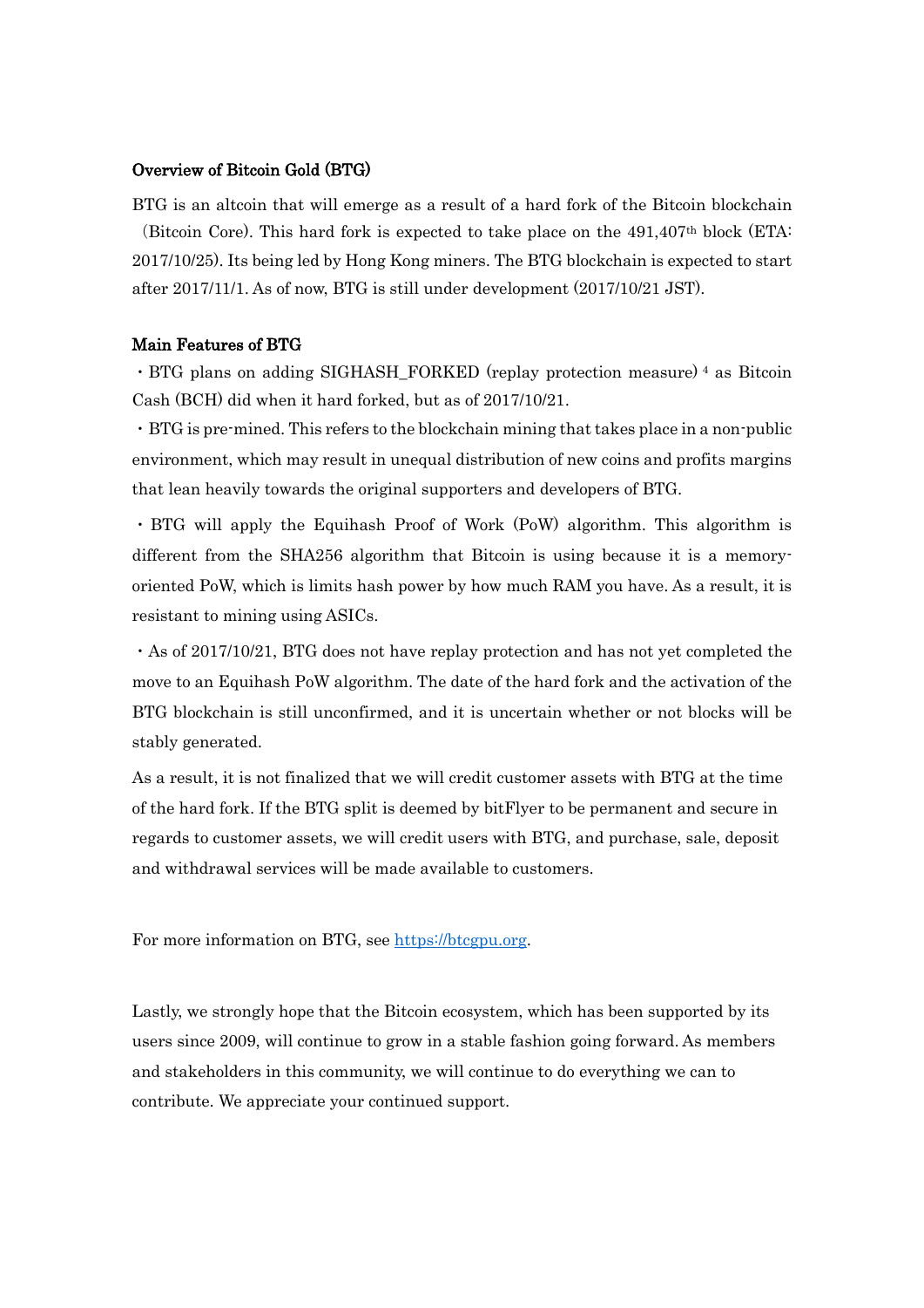**Overview of Bitcoin Gold (BTG)**

BTG is an altcoin that will emerge as a result of a hard fork of the Bitcoin blockchain （Bitcoin Core). This hard fork is expected to take place on the 491,407th block (ETA: 2017/10/25). Its being led by Hong Kong miners. The BTG blockchain is expected to start after 2017/11/1. As of now, BTG is still under development (2017/10/21 JST).

**Main Features of BTG**

・BTG plans on adding SIGHASH_FORKED (replay protection measure) [4] as Bitcoin Cash (BCH) did when it hard forked, but as of 2017/10/21.

・BTG is pre-mined. This refers to the blockchain mining that takes place in a non-public environment, which may result in unequal distribution of new coins and profits margins that lean heavily towards the original supporters and developers of BTG.

・BTG will apply the Equihash Proof of Work (PoW) algorithm. This algorithm is different from the SHA256 algorithm that Bitcoin is using because it is a memory-oriented PoW, which is limits hash power by how much RAM you have. As a result, it is resistant to mining using ASICs.

・As of 2017/10/21, BTG does not have replay protection and has not yet completed the move to an Equihash PoW algorithm. The date of the hard fork and the activation of the BTG blockchain is still unconfirmed, and it is uncertain whether or not blocks will be stably generated.

As a result, it is not finalized that we will credit customer assets with BTG at the time of the hard fork. If the BTG split is deemed by bitFlyer to be permanent and secure in regards to customer assets, we will credit users with BTG, and purchase, sale, deposit and withdrawal services will be made available to customers.

For more information on BTG, see https://btcgpu.org.

Lastly, we strongly hope that the Bitcoin ecosystem, which has been supported by its users since 2009, will continue to grow in a stable fashion going forward. As members and stakeholders in this community, we will continue to do everything we can to contribute. We appreciate your continued support.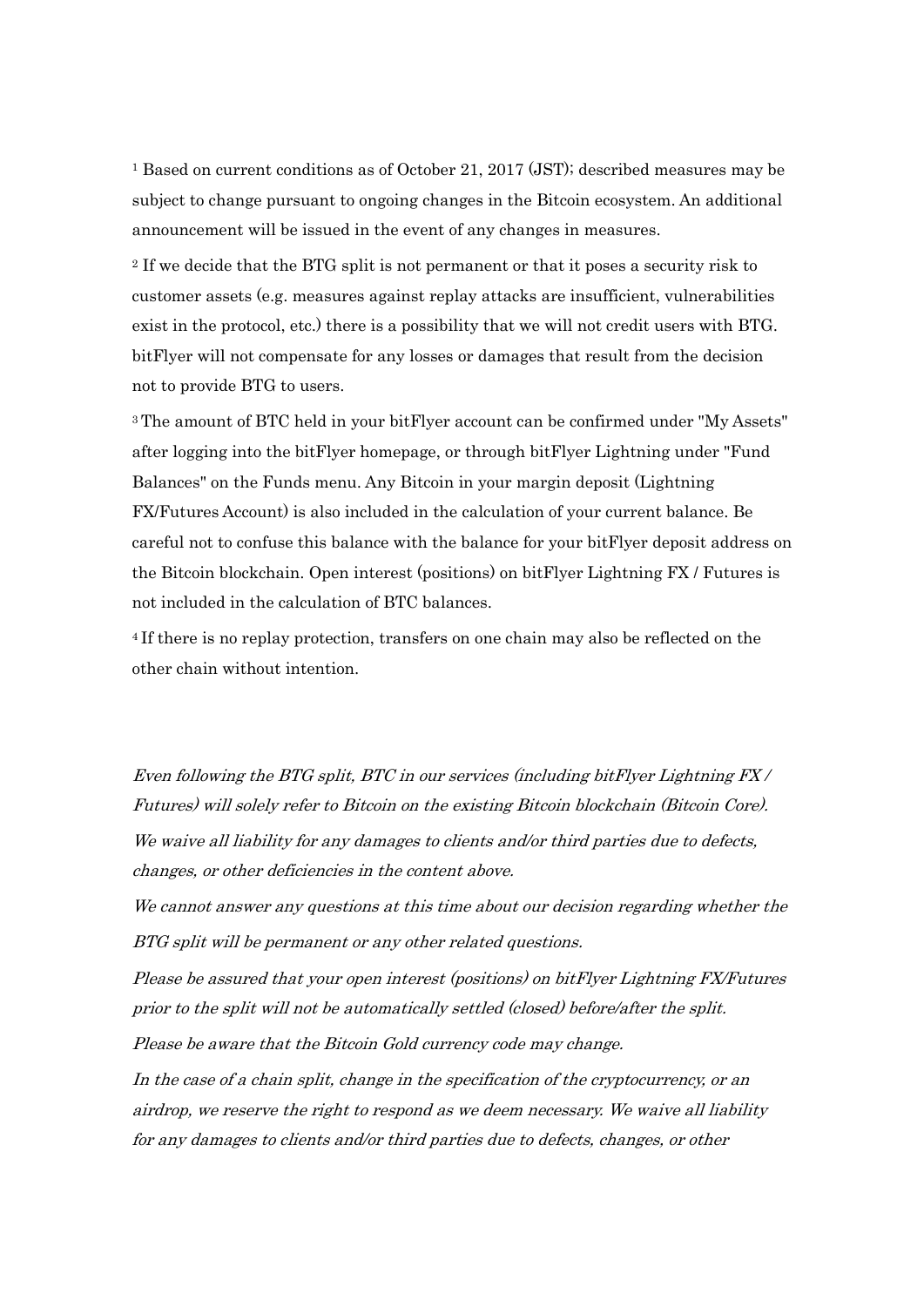[1] Based on current conditions as of October 21, 2017 (JST); described measures may be subject to change pursuant to ongoing changes in the Bitcoin ecosystem. An additional announcement will be issued in the event of any changes in measures.

[2] If we decide that the BTG split is not permanent or that it poses a security risk to customer assets (e.g. measures against replay attacks are insufficient, vulnerabilities exist in the protocol, etc.) there is a possibility that we will not credit users with BTG. bitFlyer will not compensate for any losses or damages that result from the decision not to provide BTG to users.

[3] The amount of BTC held in your bitFlyer account can be confirmed under "My Assets" after logging into the bitFlyer homepage, or through bitFlyer Lightning under "Fund Balances" on the Funds menu. Any Bitcoin in your margin deposit (Lightning FX/Futures Account) is also included in the calculation of your current balance. Be careful not to confuse this balance with the balance for your bitFlyer deposit address on the Bitcoin blockchain. Open interest (positions) on bitFlyer Lightning FX / Futures is not included in the calculation of BTC balances.

[4] If there is no replay protection, transfers on one chain may also be reflected on the other chain without intention.

*Even following the BTG split, BTC in our services (including bitFlyer Lightning FX / Futures) will solely refer to Bitcoin on the existing Bitcoin blockchain (Bitcoin Core).*

*We waive all liability for any damages to clients and/or third parties due to defects, changes, or other deficiencies in the content above.*

*We cannot answer any questions at this time about our decision regarding whether the BTG split will be permanent or any other related questions.*

*Please be assured that your open interest (positions) on bitFlyer Lightning FX/Futures prior to the split will not be automatically settled (closed) before/after the split.*

*Please be aware that the Bitcoin Gold currency code may change.*

*In the case of a chain split, change in the specification of the cryptocurrency, or an airdrop, we reserve the right to respond as we deem necessary. We waive all liability for any damages to clients and/or third parties due to defects, changes, or other*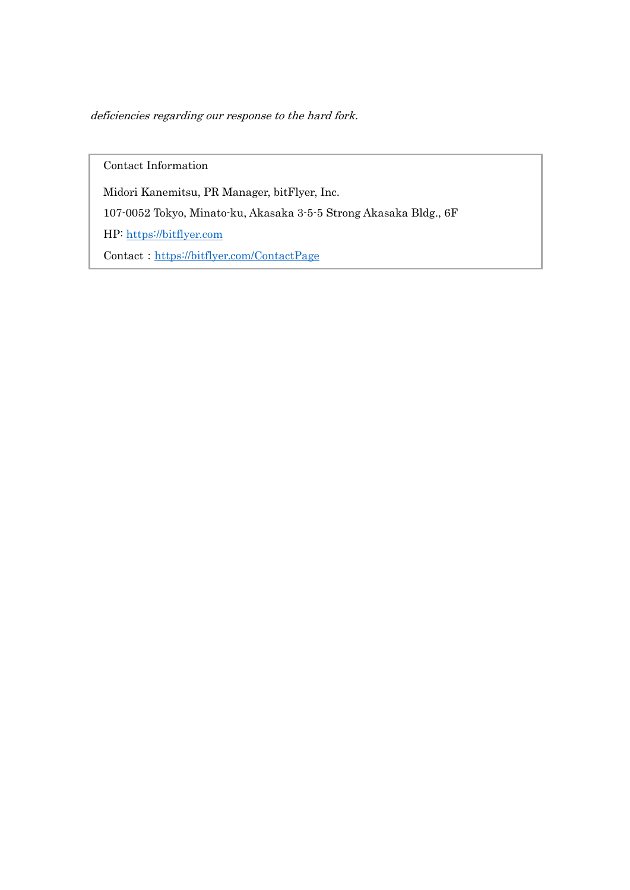*deficiencies regarding our response to the hard fork.*

Contact Information

Midori Kanemitsu, PR Manager, bitFlyer, Inc.

107-0052 Tokyo, Minato-ku, Akasaka 3-5-5 Strong Akasaka Bldg., 6F

HP: https://bitflyer.com

Contact：https://bitflyer.com/ContactPage